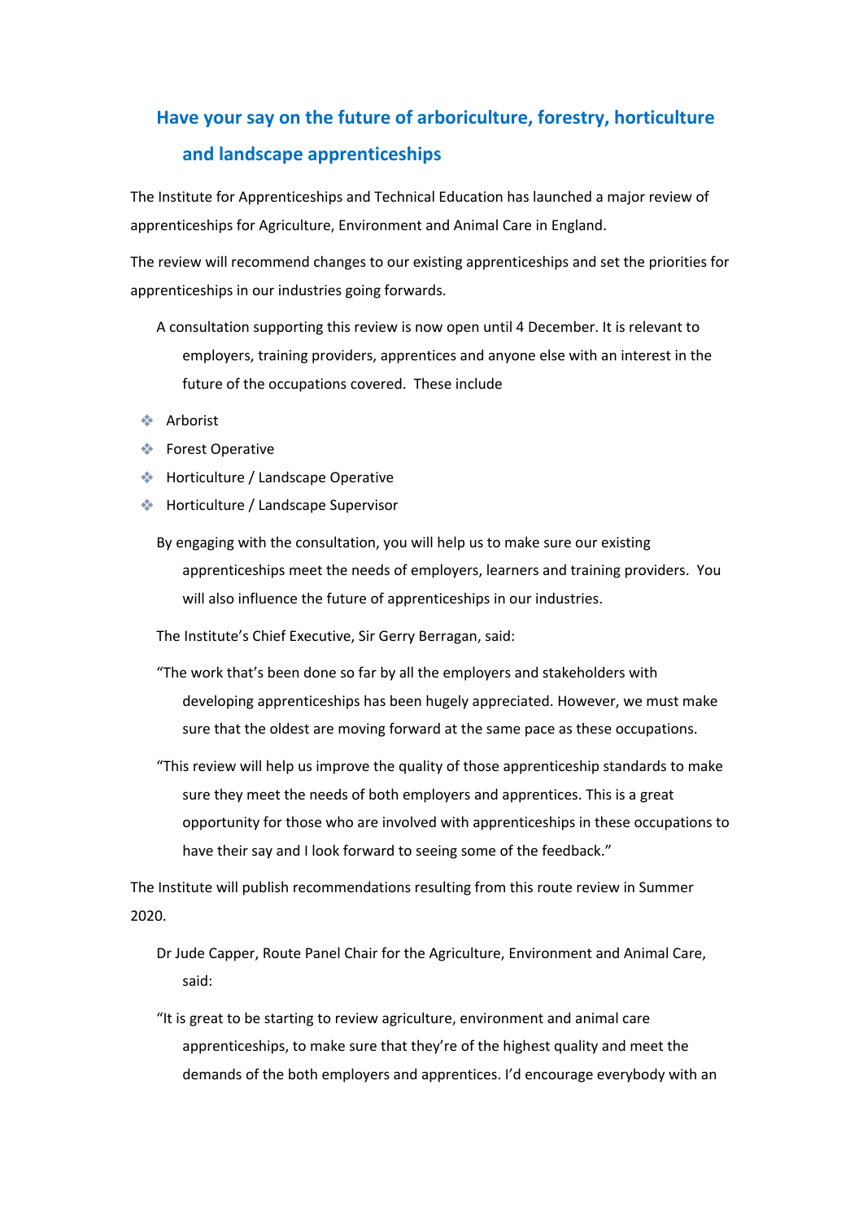## Have your say on the future of arboriculture, forestry, horticulture and landscape apprenticeships

The Institute for Apprenticeships and Technical Education has launched a major review of apprenticeships for Agriculture, Environment and Animal Care in England.

The review will recommend changes to our existing apprenticeships and set the priorities for apprenticeships in our industries going forwards.

A consultation supporting this review is now open until 4 December. It is relevant to employers, training providers, apprentices and anyone else with an interest in the future of the occupations covered. These include

- Arborist
- Forest Operative
- Horticulture / Landscape Operative
- Horticulture / Landscape Supervisor

By engaging with the consultation, you will help us to make sure our existing apprenticeships meet the needs of employers, learners and training providers. You will also influence the future of apprenticeships in our industries.

The Institute's Chief Executive, Sir Gerry Berragan, said:

"The work that's been done so far by all the employers and stakeholders with developing apprenticeships has been hugely appreciated. However, we must make sure that the oldest are moving forward at the same pace as these occupations.

"This review will help us improve the quality of those apprenticeship standards to make sure they meet the needs of both employers and apprentices. This is a great opportunity for those who are involved with apprenticeships in these occupations to have their say and I look forward to seeing some of the feedback."

The Institute will publish recommendations resulting from this route review in Summer 2020.

Dr Jude Capper, Route Panel Chair for the Agriculture, Environment and Animal Care, said:

"It is great to be starting to review agriculture, environment and animal care apprenticeships, to make sure that they're of the highest quality and meet the demands of the both employers and apprentices. I'd encourage everybody with an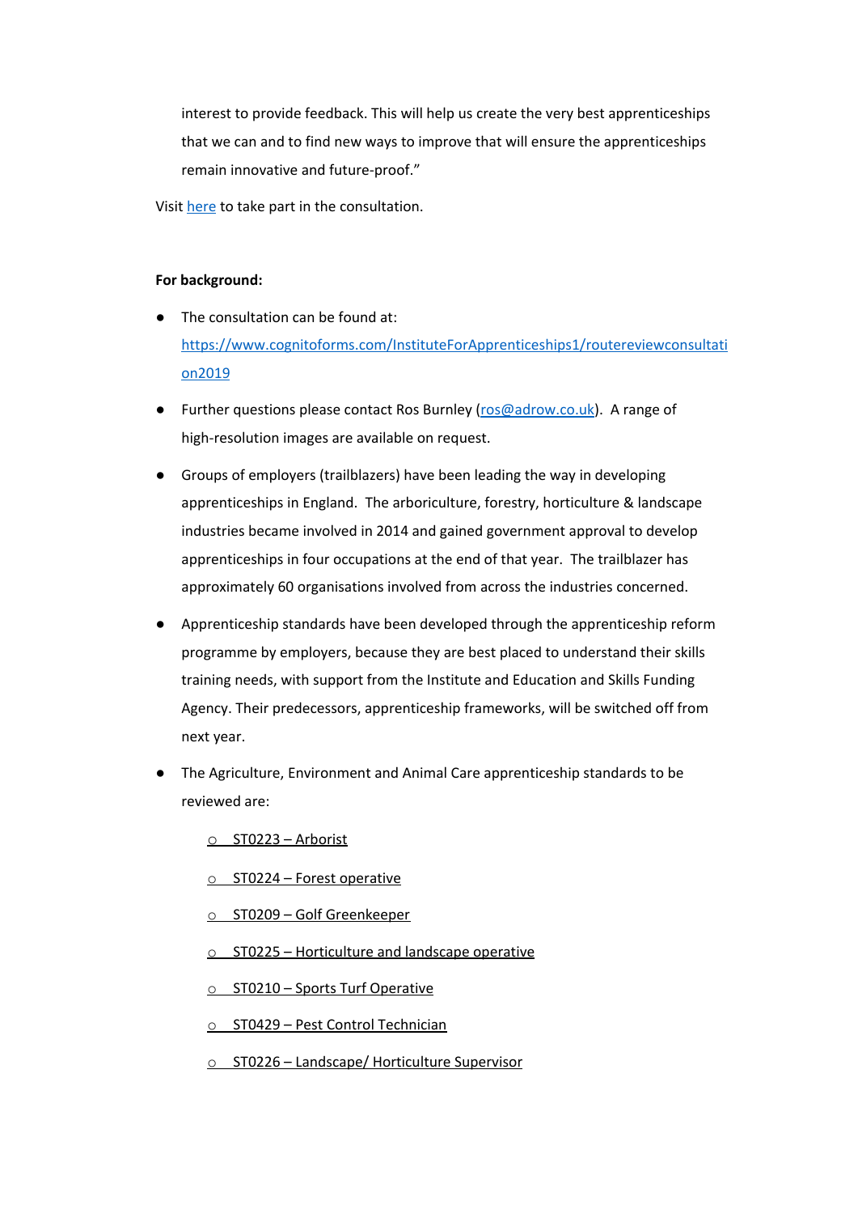interest to provide feedback. This will help us create the very best apprenticeships that we can and to find new ways to improve that will ensure the apprenticeships remain innovative and future-proof."

Visit [here](https://www.cognitoforms.com/InstituteForApprenticeships1/routereviewconsultation2019) to take part in the consultation.

**For background:**

- The consultation can be found at: https://www.cognitoforms.com/InstituteForApprenticeships1/routereviewconsultation2019
- Further questions please contact Ros Burnley (ros@adrow.co.uk). A range of high-resolution images are available on request.
- Groups of employers (trailblazers) have been leading the way in developing apprenticeships in England. The arboriculture, forestry, horticulture & landscape industries became involved in 2014 and gained government approval to develop apprenticeships in four occupations at the end of that year. The trailblazer has approximately 60 organisations involved from across the industries concerned.
- Apprenticeship standards have been developed through the apprenticeship reform programme by employers, because they are best placed to understand their skills training needs, with support from the Institute and Education and Skills Funding Agency. Their predecessors, apprenticeship frameworks, will be switched off from next year.
- The Agriculture, Environment and Animal Care apprenticeship standards to be reviewed are:
    - ST0223 – Arborist
    - ST0224 – Forest operative
    - ST0209 – Golf Greenkeeper
    - ST0225 – Horticulture and landscape operative
    - ST0210 – Sports Turf Operative
    - ST0429 – Pest Control Technician
    - ST0226 – Landscape/ Horticulture Supervisor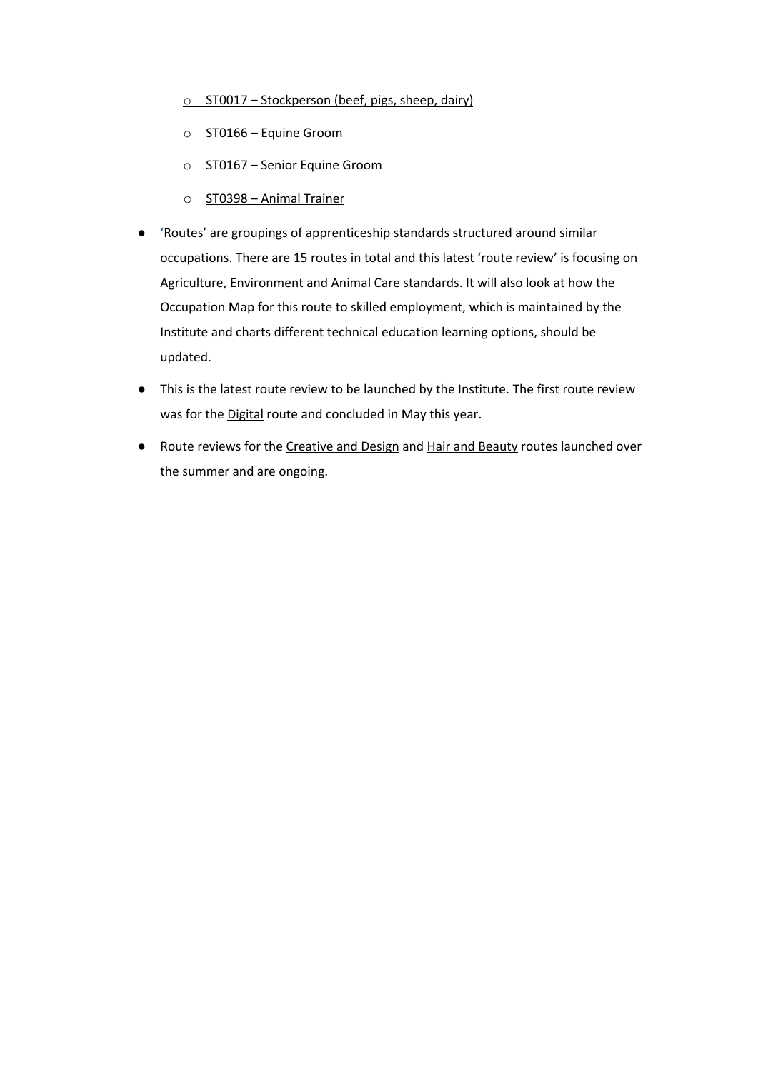- ST0017 – Stockperson (beef, pigs, sheep, dairy)
    - ST0166 – Equine Groom
    - ST0167 – Senior Equine Groom
    - ST0398 – Animal Trainer

- 'Routes' are groupings of apprenticeship standards structured around similar occupations. There are 15 routes in total and this latest 'route review' is focusing on Agriculture, Environment and Animal Care standards. It will also look at how the Occupation Map for this route to skilled employment, which is maintained by the Institute and charts different technical education learning options, should be updated.
- This is the latest route review to be launched by the Institute. The first route review was for the Digital route and concluded in May this year.
- Route reviews for the Creative and Design and Hair and Beauty routes launched over the summer and are ongoing.